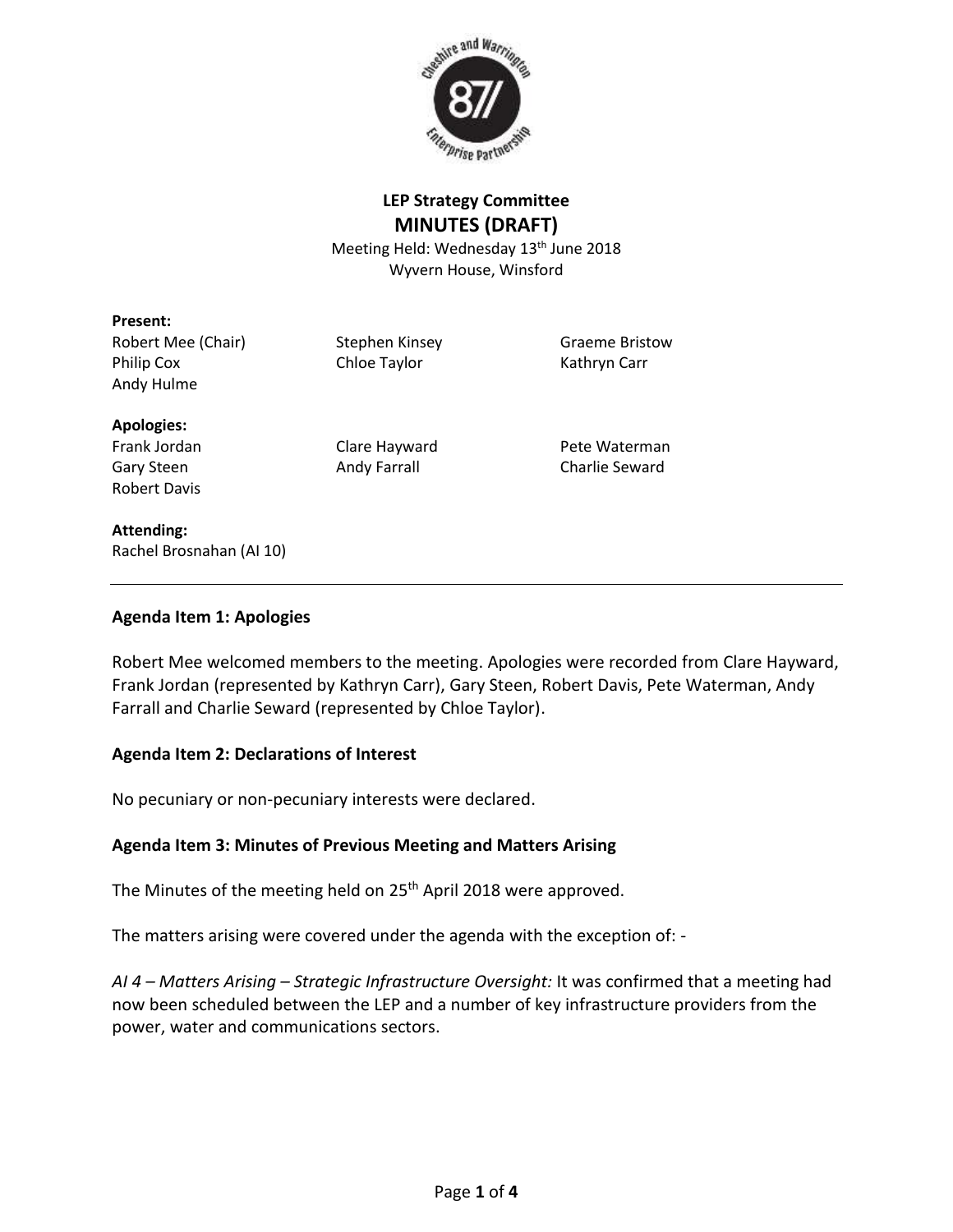**LEP Strategy Committee**

# MINUTES (DRAFT)

Meeting Held: Wednesday 13th June 2018
Wyvern House, Winsford

**Present:**

Robert Mee (Chair)
Philip Cox
Andy Hulme
Stephen Kinsey
Chloe Taylor
Graeme Bristow
Kathryn Carr

**Apologies:**

Frank Jordan
Gary Steen
Robert Davis
Clare Hayward
Andy Farrall
Pete Waterman
Charlie Seward

**Attending:**

Rachel Brosnahan (AI 10)

---

## Agenda Item 1: Apologies

Robert Mee welcomed members to the meeting. Apologies were recorded from Clare Hayward, Frank Jordan (represented by Kathryn Carr), Gary Steen, Robert Davis, Pete Waterman, Andy Farrall and Charlie Seward (represented by Chloe Taylor).

## Agenda Item 2: Declarations of Interest

No pecuniary or non-pecuniary interests were declared.

## Agenda Item 3: Minutes of Previous Meeting and Matters Arising

The Minutes of the meeting held on 25th April 2018 were approved.

The matters arising were covered under the agenda with the exception of: -

*AI 4 – Matters Arising – Strategic Infrastructure Oversight:* It was confirmed that a meeting had now been scheduled between the LEP and a number of key infrastructure providers from the power, water and communications sectors.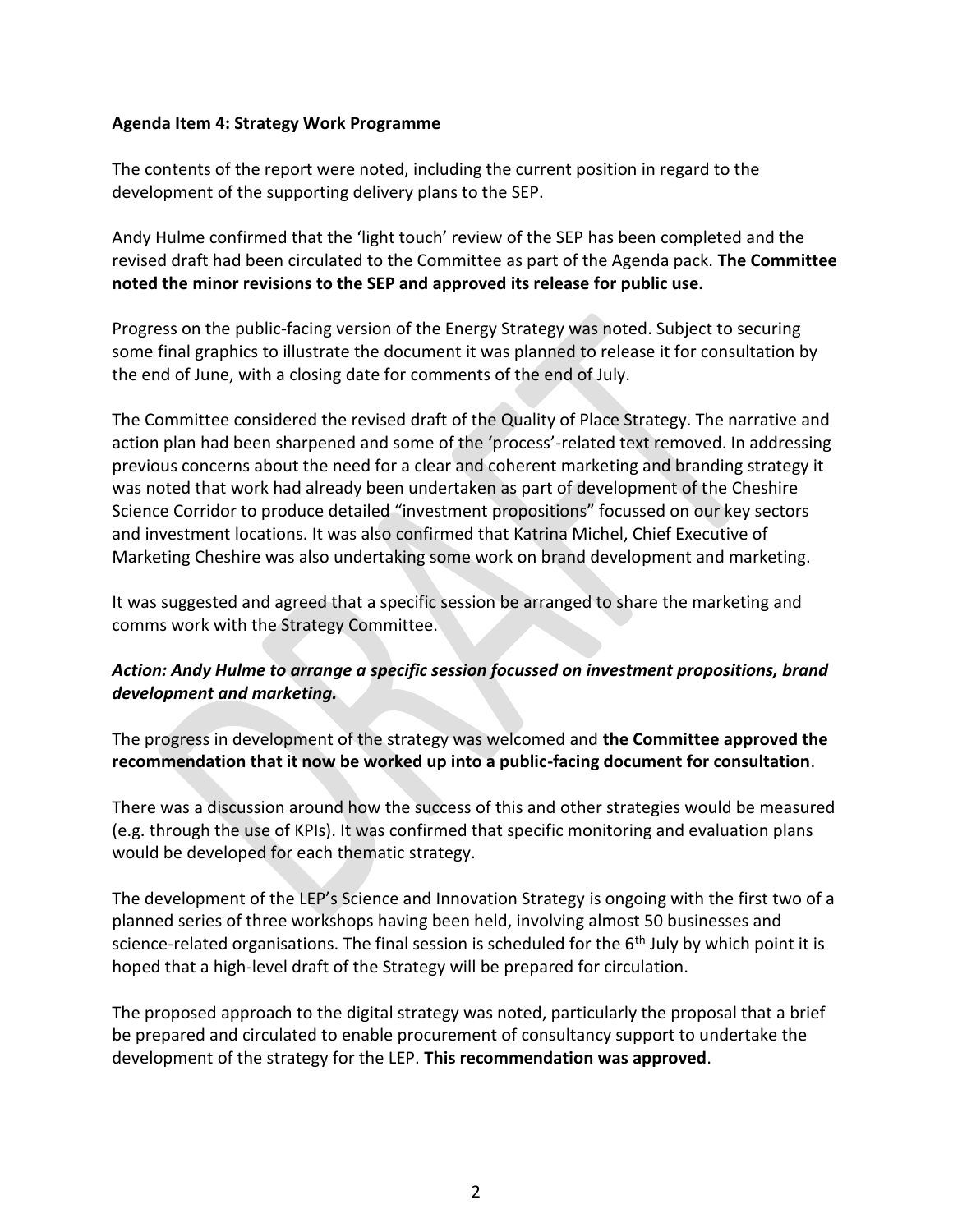**Agenda Item 4: Strategy Work Programme**

The contents of the report were noted, including the current position in regard to the development of the supporting delivery plans to the SEP.

Andy Hulme confirmed that the 'light touch' review of the SEP has been completed and the revised draft had been circulated to the Committee as part of the Agenda pack. **The Committee noted the minor revisions to the SEP and approved its release for public use.**

Progress on the public-facing version of the Energy Strategy was noted. Subject to securing some final graphics to illustrate the document it was planned to release it for consultation by the end of June, with a closing date for comments of the end of July.

The Committee considered the revised draft of the Quality of Place Strategy. The narrative and action plan had been sharpened and some of the 'process'-related text removed. In addressing previous concerns about the need for a clear and coherent marketing and branding strategy it was noted that work had already been undertaken as part of development of the Cheshire Science Corridor to produce detailed "investment propositions" focussed on our key sectors and investment locations. It was also confirmed that Katrina Michel, Chief Executive of Marketing Cheshire was also undertaking some work on brand development and marketing.

It was suggested and agreed that a specific session be arranged to share the marketing and comms work with the Strategy Committee.

***Action: Andy Hulme to arrange a specific session focussed on investment propositions, brand development and marketing.***

The progress in development of the strategy was welcomed and **the Committee approved the recommendation that it now be worked up into a public-facing document for consultation**.

There was a discussion around how the success of this and other strategies would be measured (e.g. through the use of KPIs). It was confirmed that specific monitoring and evaluation plans would be developed for each thematic strategy.

The development of the LEP's Science and Innovation Strategy is ongoing with the first two of a planned series of three workshops having been held, involving almost 50 businesses and science-related organisations. The final session is scheduled for the 6th July by which point it is hoped that a high-level draft of the Strategy will be prepared for circulation.

The proposed approach to the digital strategy was noted, particularly the proposal that a brief be prepared and circulated to enable procurement of consultancy support to undertake the development of the strategy for the LEP. **This recommendation was approved**.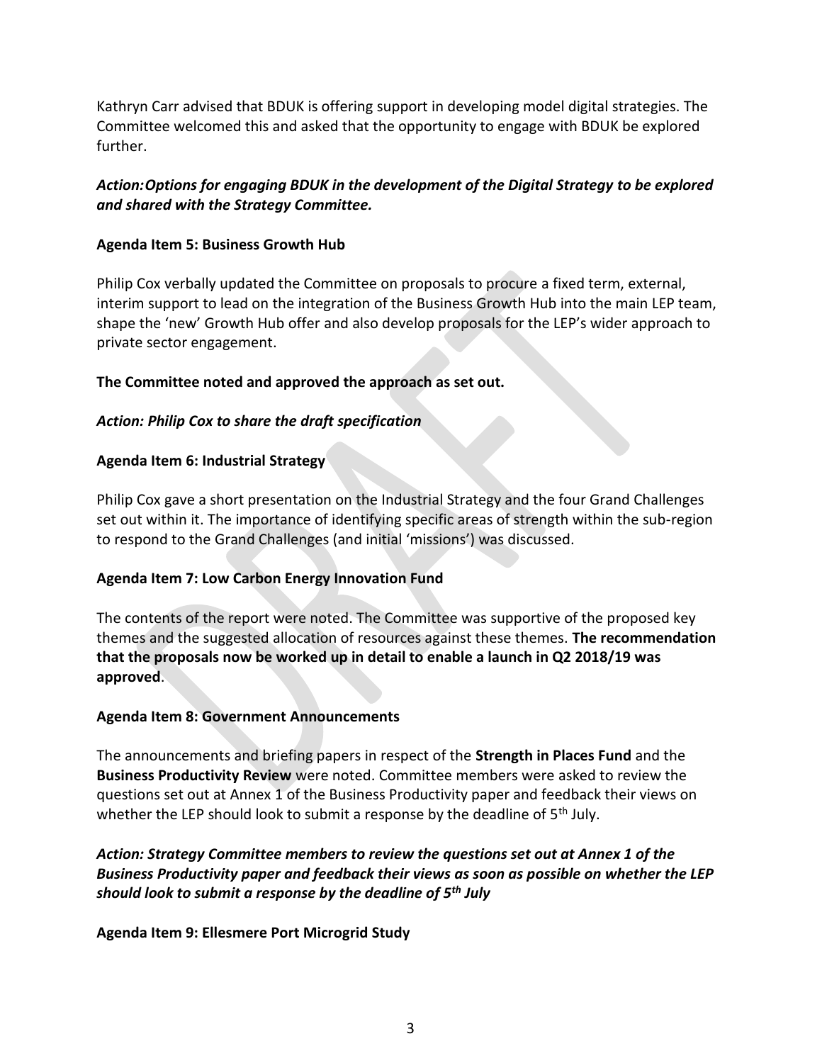Kathryn Carr advised that BDUK is offering support in developing model digital strategies. The Committee welcomed this and asked that the opportunity to engage with BDUK be explored further.

***Action:Options for engaging BDUK in the development of the Digital Strategy to be explored and shared with the Strategy Committee.***

**Agenda Item 5: Business Growth Hub**

Philip Cox verbally updated the Committee on proposals to procure a fixed term, external, interim support to lead on the integration of the Business Growth Hub into the main LEP team, shape the 'new' Growth Hub offer and also develop proposals for the LEP's wider approach to private sector engagement.

**The Committee noted and approved the approach as set out.**

***Action: Philip Cox to share the draft specification***

**Agenda Item 6: Industrial Strategy**

Philip Cox gave a short presentation on the Industrial Strategy and the four Grand Challenges set out within it. The importance of identifying specific areas of strength within the sub-region to respond to the Grand Challenges (and initial 'missions') was discussed.

**Agenda Item 7: Low Carbon Energy Innovation Fund**

The contents of the report were noted. The Committee was supportive of the proposed key themes and the suggested allocation of resources against these themes. **The recommendation that the proposals now be worked up in detail to enable a launch in Q2 2018/19 was approved**.

**Agenda Item 8: Government Announcements**

The announcements and briefing papers in respect of the **Strength in Places Fund** and the **Business Productivity Review** were noted. Committee members were asked to review the questions set out at Annex 1 of the Business Productivity paper and feedback their views on whether the LEP should look to submit a response by the deadline of 5th July.

***Action: Strategy Committee members to review the questions set out at Annex 1 of the Business Productivity paper and feedback their views as soon as possible on whether the LEP should look to submit a response by the deadline of 5th July***

**Agenda Item 9: Ellesmere Port Microgrid Study**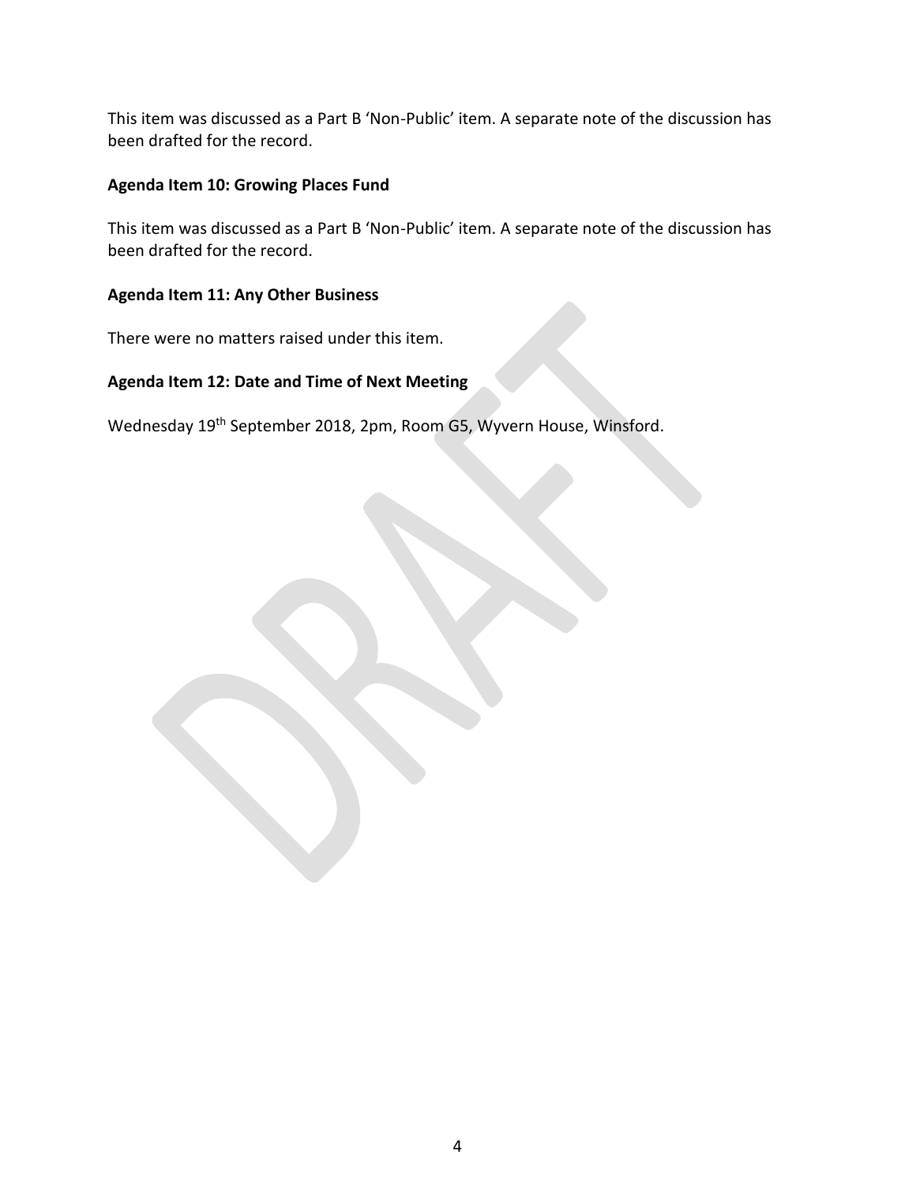This item was discussed as a Part B 'Non-Public' item. A separate note of the discussion has been drafted for the record.

**Agenda Item 10: Growing Places Fund**

This item was discussed as a Part B 'Non-Public' item. A separate note of the discussion has been drafted for the record.

**Agenda Item 11: Any Other Business**

There were no matters raised under this item.

**Agenda Item 12: Date and Time of Next Meeting**

Wednesday 19th September 2018, 2pm, Room G5, Wyvern House, Winsford.